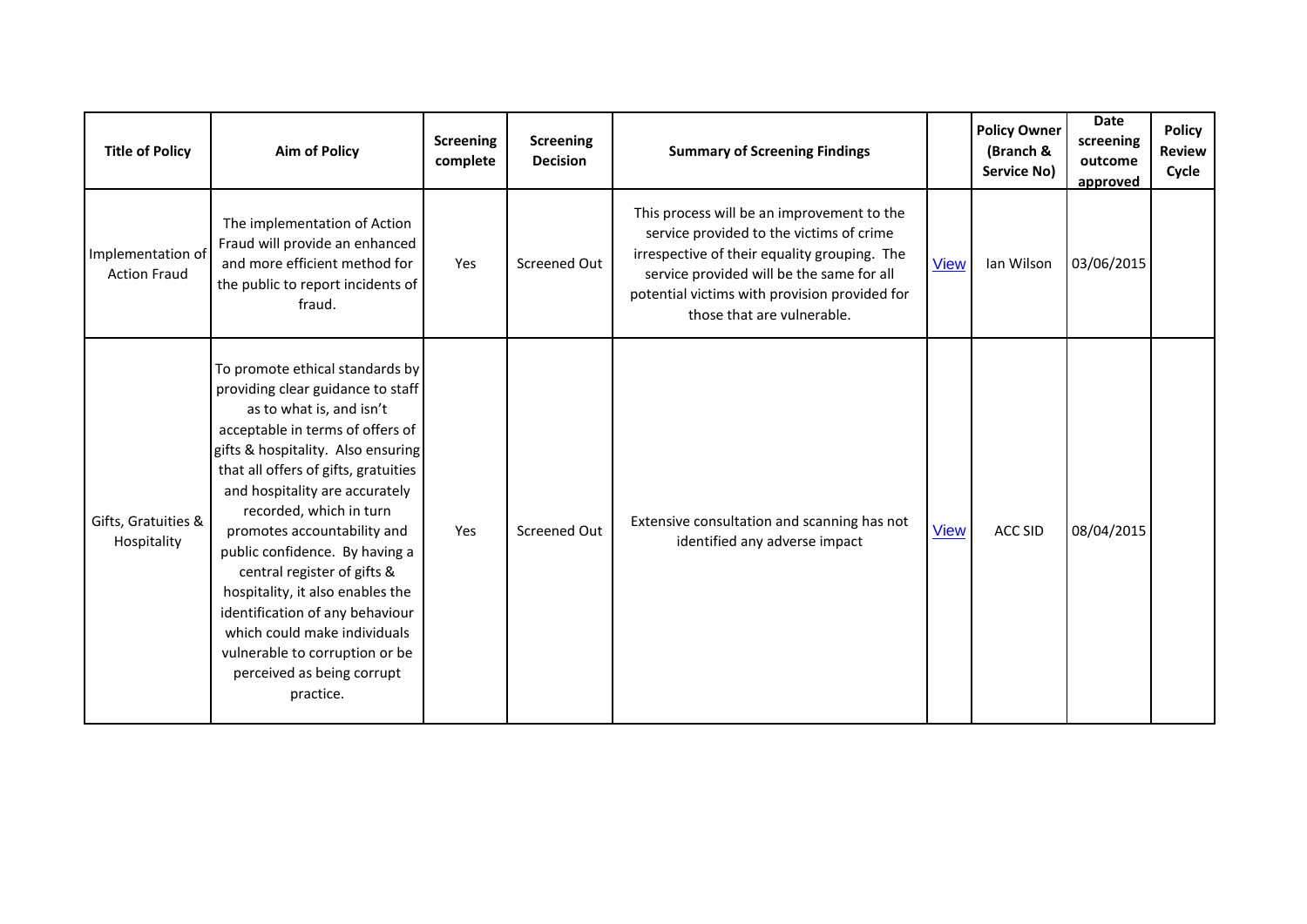| Title of Policy | Aim of Policy | Screening complete | Screening Decision | Summary of Screening Findings | | Policy Owner (Branch & Service No) | Date screening outcome approved | Policy Review Cycle |
|---|---|---|---|---|---|---|---|---|
| Implementation of Action Fraud | The implementation of Action Fraud will provide an enhanced and more efficient method for the public to report incidents of fraud. | Yes | Screened Out | This process will be an improvement to the service provided to the victims of crime irrespective of their equality grouping. The service provided will be the same for all potential victims with provision provided for those that are vulnerable. | View | Ian Wilson | 03/06/2015 | |
| Gifts, Gratuities & Hospitality | To promote ethical standards by providing clear guidance to staff as to what is, and isn't acceptable in terms of offers of gifts & hospitality. Also ensuring that all offers of gifts, gratuities and hospitality are accurately recorded, which in turn promotes accountability and public confidence. By having a central register of gifts & hospitality, it also enables the identification of any behaviour which could make individuals vulnerable to corruption or be perceived as being corrupt practice. | Yes | Screened Out | Extensive consultation and scanning has not identified any adverse impact | View | ACC SID | 08/04/2015 | |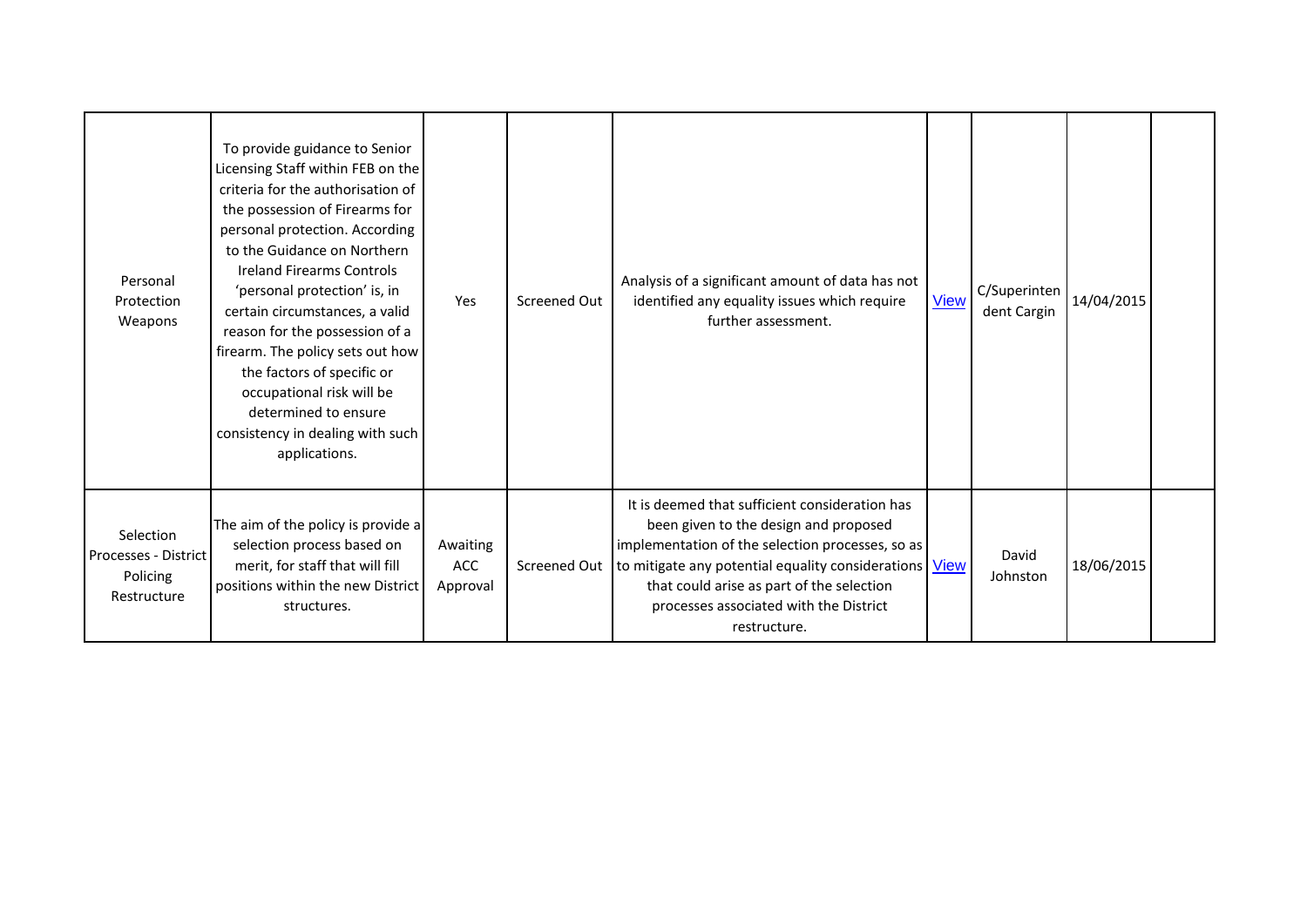| | | | | | | | | |
|---|---|---|---|---|---|---|---|---|
| Personal Protection Weapons | To provide guidance to Senior Licensing Staff within FEB on the criteria for the authorisation of the possession of Firearms for personal protection. According to the Guidance on Northern Ireland Firearms Controls 'personal protection' is, in certain circumstances, a valid reason for the possession of a firearm. The policy sets out how the factors of specific or occupational risk will be determined to ensure consistency in dealing with such applications. | Yes | Screened Out | Analysis of a significant amount of data has not identified any equality issues which require further assessment. | View | C/Superintendent Cargin | 14/04/2015 | |
| Selection Processes - District Policing Restructure | The aim of the policy is provide a selection process based on merit, for staff that will fill positions within the new District structures. | Awaiting ACC Approval | Screened Out | It is deemed that sufficient consideration has been given to the design and proposed implementation of the selection processes, so as to mitigate any potential equality considerations that could arise as part of the selection processes associated with the District restructure. | View | David Johnston | 18/06/2015 | |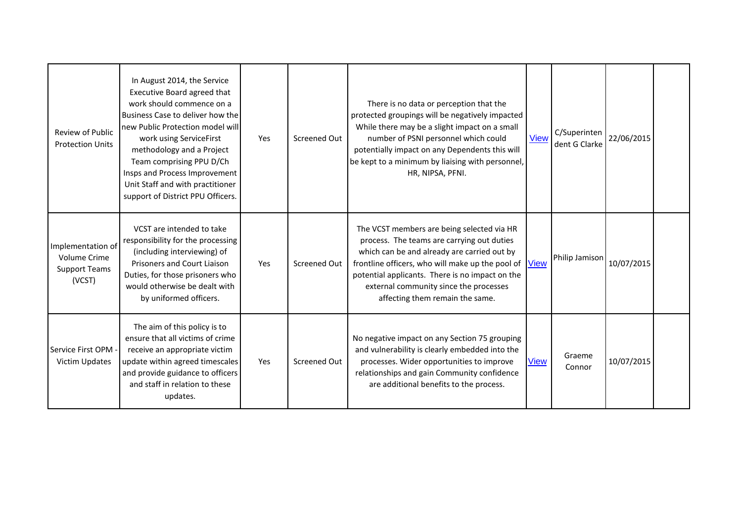| | | | | | | | | |
|---|---|---|---|---|---|---|---|---|
| Review of Public Protection Units | In August 2014, the Service Executive Board agreed that work should commence on a Business Case to deliver how the new Public Protection model will work using ServiceFirst methodology and a Project Team comprising PPU D/Ch Insps and Process Improvement Unit Staff and with practitioner support of District PPU Officers. | Yes | Screened Out | There is no data or perception that the protected groupings will be negatively impacted While there may be a slight impact on a small number of PSNI personnel which could potentially impact on any Dependents this will be kept to a minimum by liaising with personnel, HR, NIPSA, PFNI. | View | C/Superintendent G Clarke | 22/06/2015 | |
| Implementation of Volume Crime Support Teams (VCST) | VCST are intended to take responsibility for the processing (including interviewing) of Prisoners and Court Liaison Duties, for those prisoners who would otherwise be dealt with by uniformed officers. | Yes | Screened Out | The VCST members are being selected via HR process. The teams are carrying out duties which can be and already are carried out by frontline officers, who will make up the pool of potential applicants. There is no impact on the external community since the processes affecting them remain the same. | View | Philip Jamison | 10/07/2015 | |
| Service First OPM - Victim Updates | The aim of this policy is to ensure that all victims of crime receive an appropriate victim update within agreed timescales and provide guidance to officers and staff in relation to these updates. | Yes | Screened Out | No negative impact on any Section 75 grouping and vulnerability is clearly embedded into the processes. Wider opportunities to improve relationships and gain Community confidence are additional benefits to the process. | View | Graeme Connor | 10/07/2015 | |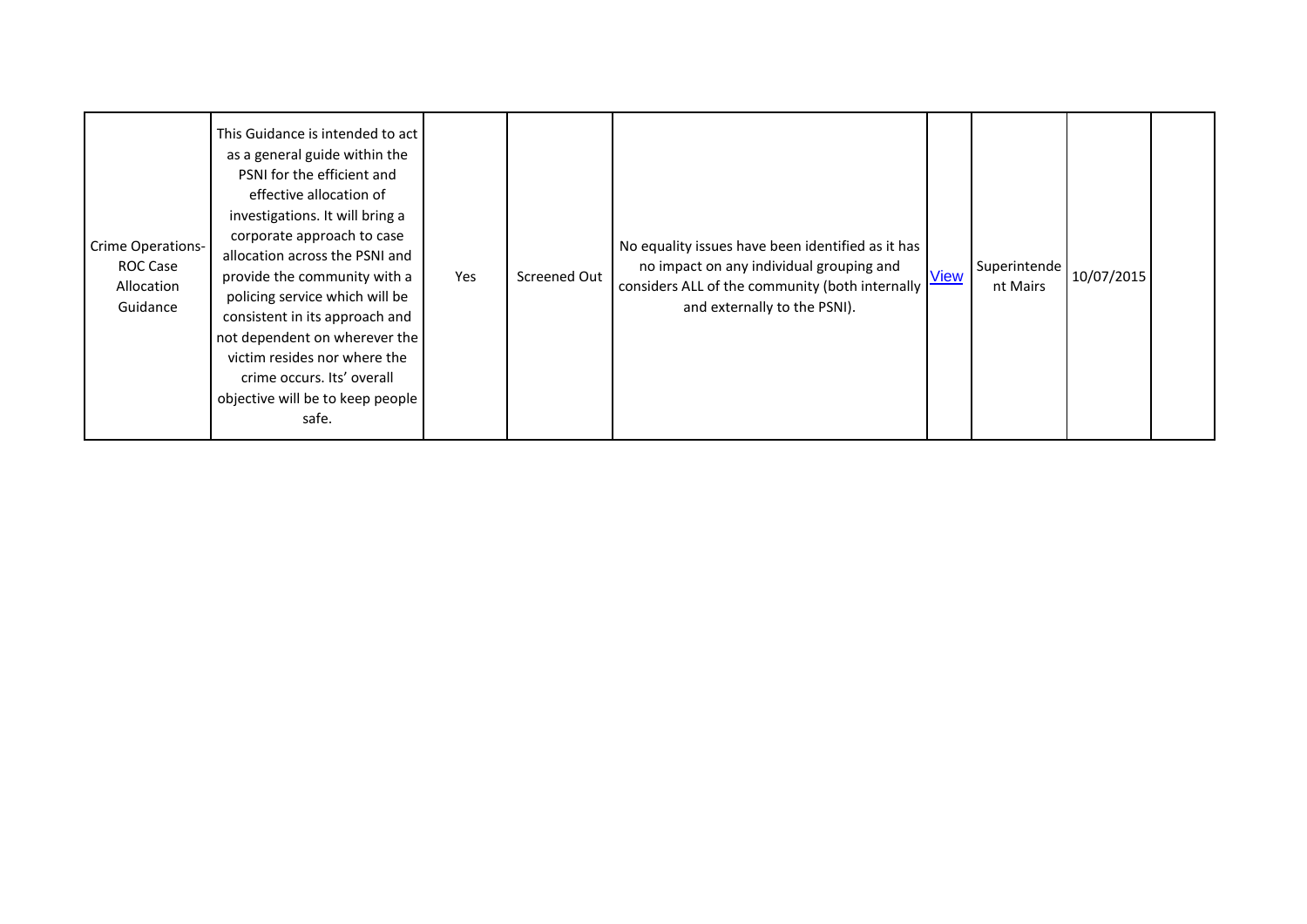| | | | | | | | | |
|---|---|---|---|---|---|---|---|---|
| Crime Operations- ROC Case Allocation Guidance | This Guidance is intended to act as a general guide within the PSNI for the efficient and effective allocation of investigations. It will bring a corporate approach to case allocation across the PSNI and provide the community with a policing service which will be consistent in its approach and not dependent on wherever the victim resides nor where the crime occurs. Its' overall objective will be to keep people safe. | Yes | Screened Out | No equality issues have been identified as it has no impact on any individual grouping and considers ALL of the community (both internally and externally to the PSNI). | View | Superintendent Mairs | 10/07/2015 | |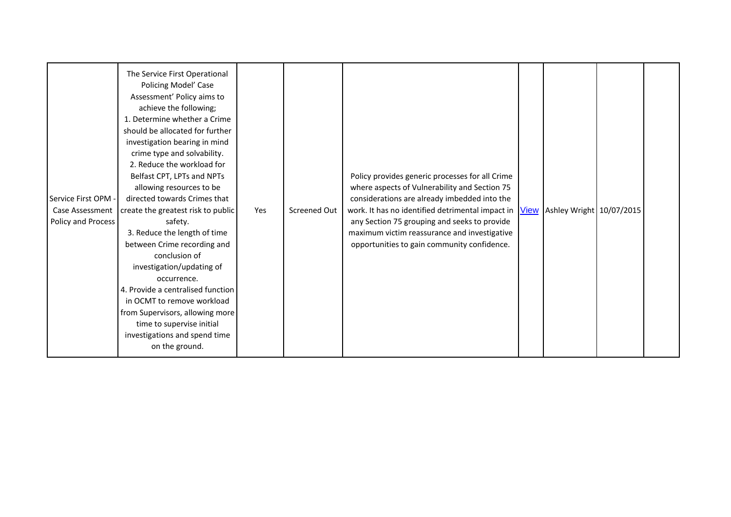| | | | | | | | | |
|---|---|---|---|---|---|---|---|---|
| Service First OPM - Case Assessment Policy and Process | The Service First Operational Policing Model' Case Assessment' Policy aims to achieve the following;<br>1. Determine whether a Crime should be allocated for further investigation bearing in mind crime type and solvability.<br>2. Reduce the workload for Belfast CPT, LPTs and NPTs allowing resources to be directed towards Crimes that create the greatest risk to public safety.<br>3. Reduce the length of time between Crime recording and conclusion of investigation/updating of occurrence.<br>4. Provide a centralised function in OCMT to remove workload from Supervisors, allowing more time to supervise initial investigations and spend time on the ground. | Yes | Screened Out | Policy provides generic processes for all Crime where aspects of Vulnerability and Section 75 considerations are already imbedded into the work. It has no identified detrimental impact in any Section 75 grouping and seeks to provide maximum victim reassurance and investigative opportunities to gain community confidence. | View | Ashley Wright | 10/07/2015 | |